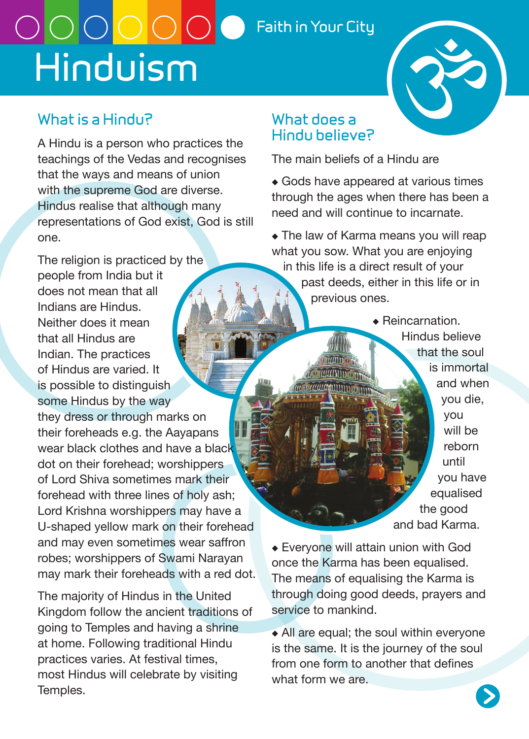Faith in Your City

# Hinduism

## What is a Hindu?

A Hindu is a person who practices the teachings of the Vedas and recognises that the ways and means of union with the supreme God are diverse. Hindus realise that although many representations of God exist, God is still one.

The religion is practiced by the people from India but it does not mean that all Indians are Hindus. Neither does it mean that all Hindus are Indian. The practices of Hindus are varied. It is possible to distinguish some Hindus by the way they dress or through marks on their foreheads e.g. the Aayapans wear black clothes and have a black dot on their forehead; worshippers of Lord Shiva sometimes mark their forehead with three lines of holy ash; Lord Krishna worshippers may have a U-shaped yellow mark on their forehead and may even sometimes wear saffron robes; worshippers of Swami Narayan may mark their foreheads with a red dot.

The majority of Hindus in the United Kingdom follow the ancient traditions of going to Temples and having a shrine at home. Following traditional Hindu practices varies. At festival times, most Hindus will celebrate by visiting Temples.

## What does a Hindu believe?

The main beliefs of a Hindu are

- Gods have appeared at various times through the ages when there has been a need and will continue to incarnate.
- The law of Karma means you will reap what you sow. What you are enjoying in this life is a direct result of your past deeds, either in this life or in previous ones.
- Reincarnation. Hindus believe that the soul is immortal and when you die, you will be reborn until you have equalised the good and bad Karma.
- Everyone will attain union with God once the Karma has been equalised. The means of equalising the Karma is through doing good deeds, prayers and service to mankind.
- All are equal; the soul within everyone is the same. It is the journey of the soul from one form to another that defines what form we are.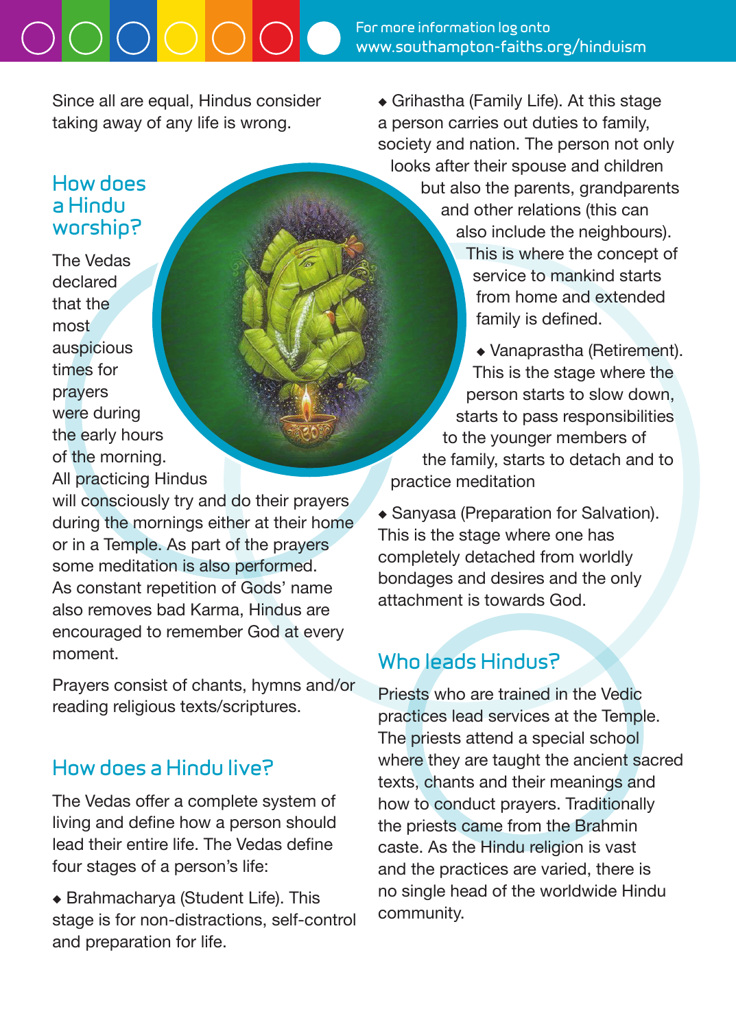Since all are equal, Hindus consider taking away of any life is wrong.

## How does a Hindu worship?

The Vedas declared that the most auspicious times for prayers were during the early hours of the morning. All practicing Hindus will consciously try and do their prayers during the mornings either at their home or in a Temple. As part of the prayers some meditation is also performed. As constant repetition of Gods' name also removes bad Karma, Hindus are encouraged to remember God at every moment.

Prayers consist of chants, hymns and/or reading religious texts/scriptures.

## How does a Hindu live?

The Vedas offer a complete system of living and define how a person should lead their entire life. The Vedas define four stages of a person's life:

- Brahmacharya (Student Life). This stage is for non-distractions, self-control and preparation for life.
- Grihastha (Family Life). At this stage a person carries out duties to family, society and nation. The person not only looks after their spouse and children but also the parents, grandparents and other relations (this can also include the neighbours). This is where the concept of service to mankind starts from home and extended family is defined.
- Vanaprastha (Retirement). This is the stage where the person starts to slow down, starts to pass responsibilities to the younger members of the family, starts to detach and to practice meditation
- Sanyasa (Preparation for Salvation). This is the stage where one has completely detached from worldly bondages and desires and the only attachment is towards God.

## Who leads Hindus?

Priests who are trained in the Vedic practices lead services at the Temple. The priests attend a special school where they are taught the ancient sacred texts, chants and their meanings and how to conduct prayers. Traditionally the priests came from the Brahmin caste. As the Hindu religion is vast and the practices are varied, there is no single head of the worldwide Hindu community.